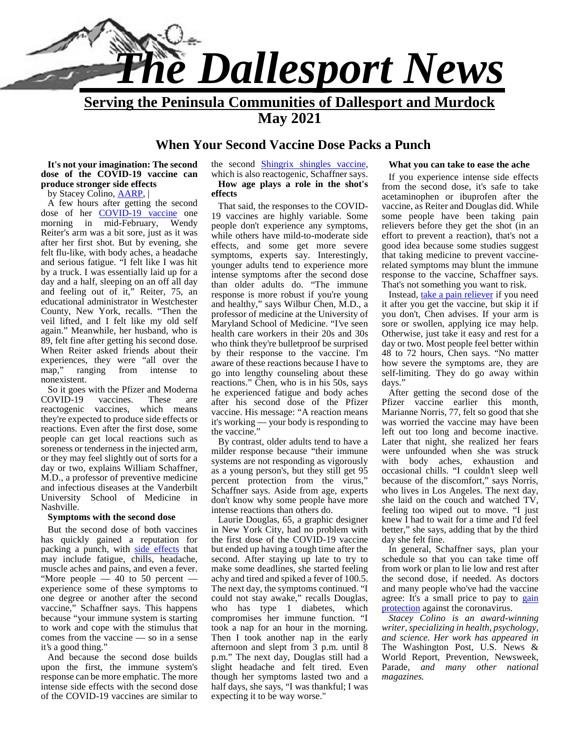# The Dallesport News

**Serving the Peninsula Communities of Dallesport and Murdock**

**May 2021**

## When Your Second Vaccine Dose Packs a Punch

**It's not your imagination: The second dose of the COVID-19 vaccine can produce stronger side effects**

by Stacey Colino, AARP, |

A few hours after getting the second dose of her COVID-19 vaccine one morning in mid-February, Wendy Reiter's arm was a bit sore, just as it was after her first shot. But by evening, she felt flu-like, with body aches, a headache and serious fatigue. "I felt like I was hit by a truck. I was essentially laid up for a day and a half, sleeping on an off all day and feeling out of it," Reiter, 75, an educational administrator in Westchester County, New York, recalls. "Then the veil lifted, and I felt like my old self again." Meanwhile, her husband, who is 89, felt fine after getting his second dose. When Reiter asked friends about their experiences, they were "all over the map," ranging from intense to nonexistent.

So it goes with the Pfizer and Moderna COVID-19 vaccines. These are reactogenic vaccines, which means they're expected to produce side effects or reactions. Even after the first dose, some people can get local reactions such as soreness or tenderness in the injected arm, or they may feel slightly out of sorts for a day or two, explains William Schaffner, M.D., a professor of preventive medicine and infectious diseases at the Vanderbilt University School of Medicine in Nashville.

**Symptoms with the second dose**

But the second dose of both vaccines has quickly gained a reputation for packing a punch, with side effects that may include fatigue, chills, headache, muscle aches and pains, and even a fever. "More people — 40 to 50 percent — experience some of these symptoms to one degree or another after the second vaccine," Schaffner says. This happens because "your immune system is starting to work and cope with the stimulus that comes from the vaccine — so in a sense it's a good thing."

And because the second dose builds upon the first, the immune system's response can be more emphatic. The more intense side effects with the second dose of the COVID-19 vaccines are similar to the second Shingrix shingles vaccine, which is also reactogenic, Schaffner says.

**How age plays a role in the shot's effects**

That said, the responses to the COVID-19 vaccines are highly variable. Some people don't experience any symptoms, while others have mild-to-moderate side effects, and some get more severe symptoms, experts say. Interestingly, younger adults tend to experience more intense symptoms after the second dose than older adults do. "The immune response is more robust if you're young and healthy," says Wilbur Chen, M.D., a professor of medicine at the University of Maryland School of Medicine. "I've seen health care workers in their 20s and 30s who think they're bulletproof be surprised by their response to the vaccine. I'm aware of these reactions because I have to go into lengthy counseling about these reactions." Chen, who is in his 50s, says he experienced fatigue and body aches after his second dose of the Pfizer vaccine. His message: "A reaction means it's working — your body is responding to the vaccine."

By contrast, older adults tend to have a milder response because "their immune systems are not responding as vigorously as a young person's, but they still get 95 percent protection from the virus," Schaffner says. Aside from age, experts don't know why some people have more intense reactions than others do.

Laurie Douglas, 65, a graphic designer in New York City, had no problem with the first dose of the COVID-19 vaccine but ended up having a tough time after the second. After staying up late to try to make some deadlines, she started feeling achy and tired and spiked a fever of 100.5. The next day, the symptoms continued. "I could not stay awake," recalls Douglas, who has type 1 diabetes, which compromises her immune function. "I took a nap for an hour in the morning. Then I took another nap in the early afternoon and slept from 3 p.m. until 8 p.m." The next day, Douglas still had a slight headache and felt tired. Even though her symptoms lasted two and a half days, she says, "I was thankful; I was expecting it to be way worse."

**What you can take to ease the ache**

If you experience intense side effects from the second dose, it's safe to take acetaminophen or ibuprofen after the vaccine, as Reiter and Douglas did. While some people have been taking pain relievers before they get the shot (in an effort to prevent a reaction), that's not a good idea because some studies suggest that taking medicine to prevent vaccine-related symptoms may blunt the immune response to the vaccine, Schaffner says. That's not something you want to risk.

Instead, take a pain reliever if you need it after you get the vaccine, but skip it if you don't, Chen advises. If your arm is sore or swollen, applying ice may help. Otherwise, just take it easy and rest for a day or two. Most people feel better within 48 to 72 hours, Chen says. "No matter how severe the symptoms are, they are self-limiting. They do go away within days."

After getting the second dose of the Pfizer vaccine earlier this month, Marianne Norris, 77, felt so good that she was worried the vaccine may have been left out too long and become inactive. Later that night, she realized her fears were unfounded when she was struck with body aches, exhaustion and occasional chills. "I couldn't sleep well because of the discomfort," says Norris, who lives in Los Angeles. The next day, she laid on the couch and watched TV, feeling too wiped out to move. "I just knew I had to wait for a time and I'd feel better," she says, adding that by the third day she felt fine.

In general, Schaffner says, plan your schedule so that you can take time off from work or plan to lie low and rest after the second dose, if needed. As doctors and many people who've had the vaccine agree: It's a small price to pay to gain protection against the coronavirus.

*Stacey Colino is an award-winning writer, specializing in health, psychology, and science. Her work has appeared in* The Washington Post, U.S. News & World Report, Prevention, Newsweek, Parade, *and many other national magazines.*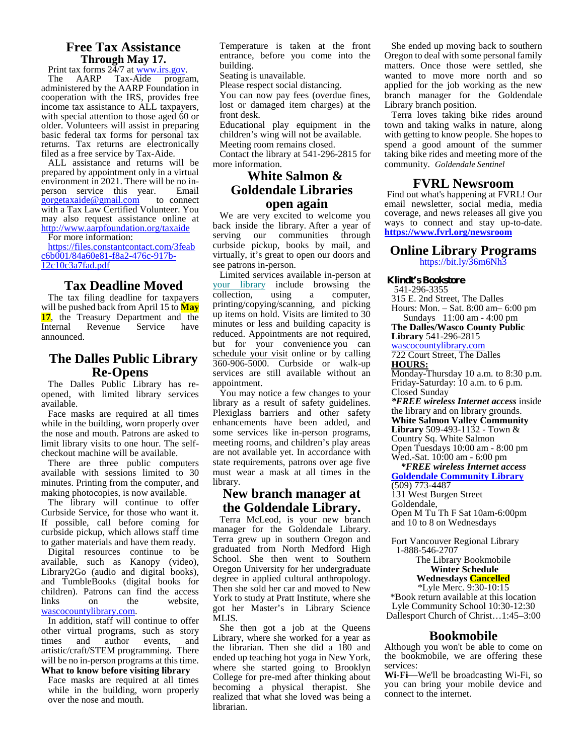## Free Tax Assistance Through May 17.

Print tax forms 24/7 at www.irs.gov.

The AARP Tax-Aide program, administered by the AARP Foundation in cooperation with the IRS, provides free income tax assistance to ALL taxpayers, with special attention to those aged 60 or older. Volunteers will assist in preparing basic federal tax forms for personal tax returns. Tax returns are electronically filed as a free service by Tax-Aide.

ALL assistance and returns will be prepared by appointment only in a virtual environment in 2021. There will be no in-person service this year. Email gorgetaxaide@gmail.com to connect with a Tax Law Certified Volunteer. You may also request assistance online at http://www.aarpfoundation.org/taxaide

For more information:

https://files.constantcontact.com/3feabc6b001/84a60e81-f8a2-476c-917b-12c10c3a7fad.pdf

## Tax Deadline Moved

The tax filing deadline for taxpayers will be pushed back from April 15 to **May 17**, the Treasury Department and the Internal Revenue Service have announced.

## The Dalles Public Library Re-Opens

The Dalles Public Library has re-opened, with limited library services available.

Face masks are required at all times while in the building, worn properly over the nose and mouth. Patrons are asked to limit library visits to one hour. The self-checkout machine will be available.

There are three public computers available with sessions limited to 30 minutes. Printing from the computer, and making photocopies, is now available.

The library will continue to offer Curbside Service, for those who want it. If possible, call before coming for curbside pickup, which allows staff time to gather materials and have them ready.

Digital resources continue to be available, such as Kanopy (video), Library2Go (audio and digital books), and TumbleBooks (digital books for children). Patrons can find the access links on the website, wascocountylibrary.com.

In addition, staff will continue to offer other virtual programs, such as story times and author events, and artistic/craft/STEM programming. There will be no in-person programs at this time.

**What to know before visiting library**

Face masks are required at all times while in the building, worn properly over the nose and mouth.

Temperature is taken at the front entrance, before you come into the building.

Seating is unavailable.

Please respect social distancing.

You can now pay fees (overdue fines, lost or damaged item charges) at the front desk.

Educational play equipment in the children's wing will not be available.

Meeting room remains closed.

Contact the library at 541-296-2815 for more information.

## White Salmon & Goldendale Libraries open again

We are very excited to welcome you back inside the library. After a year of serving our communities through curbside pickup, books by mail, and virtually, it's great to open our doors and see patrons in-person.

Limited services available in-person at your library include browsing the collection, using a computer, printing/copying/scanning, and picking up items on hold. Visits are limited to 30 minutes or less and building capacity is reduced. Appointments are not required, but for your convenience you can schedule your visit online or by calling 360-906-5000. Curbside or walk-up services are still available without an appointment.

You may notice a few changes to your library as a result of safety guidelines. Plexiglass barriers and other safety enhancements have been added, and some services like in-person programs, meeting rooms, and children's play areas are not available yet. In accordance with state requirements, patrons over age five must wear a mask at all times in the library.

## New branch manager at the Goldendale Library.

Terra McLeod, is your new branch manager for the Goldendale Library. Terra grew up in southern Oregon and graduated from North Medford High School. She then went to Southern Oregon University for her undergraduate degree in applied cultural anthropology. Then she sold her car and moved to New York to study at Pratt Institute, where she got her Master's in Library Science MLIS.

She then got a job at the Queens Library, where she worked for a year as the librarian. Then she did a 180 and ended up teaching hot yoga in New York, where she started going to Brooklyn College for pre-med after thinking about becoming a physical therapist. She realized that what she loved was being a librarian.

She ended up moving back to southern Oregon to deal with some personal family matters. Once those were settled, she wanted to move more north and so applied for the job working as the new branch manager for the Goldendale Library branch position.

Terra loves taking bike rides around town and taking walks in nature, along with getting to know people. She hopes to spend a good amount of the summer taking bike rides and meeting more of the community. *Goldendale Sentinel*

## FVRL Newsroom

Find out what's happening at FVRL! Our email newsletter, social media, media coverage, and news releases all give you ways to connect and stay up-to-date. **https://www.fvrl.org/newsroom**

## Online Library Programs

https://bit.ly/36m6Nh3

**Klindt's Bookstore**
541-296-3355
315 E. 2nd Street, The Dalles
Hours: Mon. – Sat. 8:00 am– 6:00 pm
Sundays 11:00 am - 4:00 pm

**The Dalles/Wasco County Public Library** 541-296-2815
wascocountylibrary.com
722 Court Street, The Dalles
**HOURS:**
Monday-Thursday 10 a.m. to 8:30 p.m.
Friday-Saturday: 10 a.m. to 6 p.m.
Closed Sunday
***FREE wireless Internet access** inside the library and on library grounds.

**White Salmon Valley Community Library** 509-493-1132 - Town & Country Sq. White Salmon
Open Tuesdays 10:00 am - 8:00 pm
Wed.-Sat. 10:00 am - 6:00 pm
***FREE wireless Internet access***

**Goldendale Community Library**
(509) 773-4487
131 West Burgen Street
Goldendale,
Open M Tu Th F Sat 10am-6:00pm and 10 to 8 on Wednesdays

Fort Vancouver Regional Library
1-888-546-2707
The Library Bookmobile
**Winter Schedule**
**Wednesdays Cancelled**
*Lyle Merc. 9:30-10:15
*Book return available at this location
Lyle Community School 10:30-12:30
Dallesport Church of Christ…1:45–3:00

## Bookmobile

Although you won't be able to come on the bookmobile, we are offering these services:

**Wi-Fi**—We'll be broadcasting Wi-Fi, so you can bring your mobile device and connect to the internet.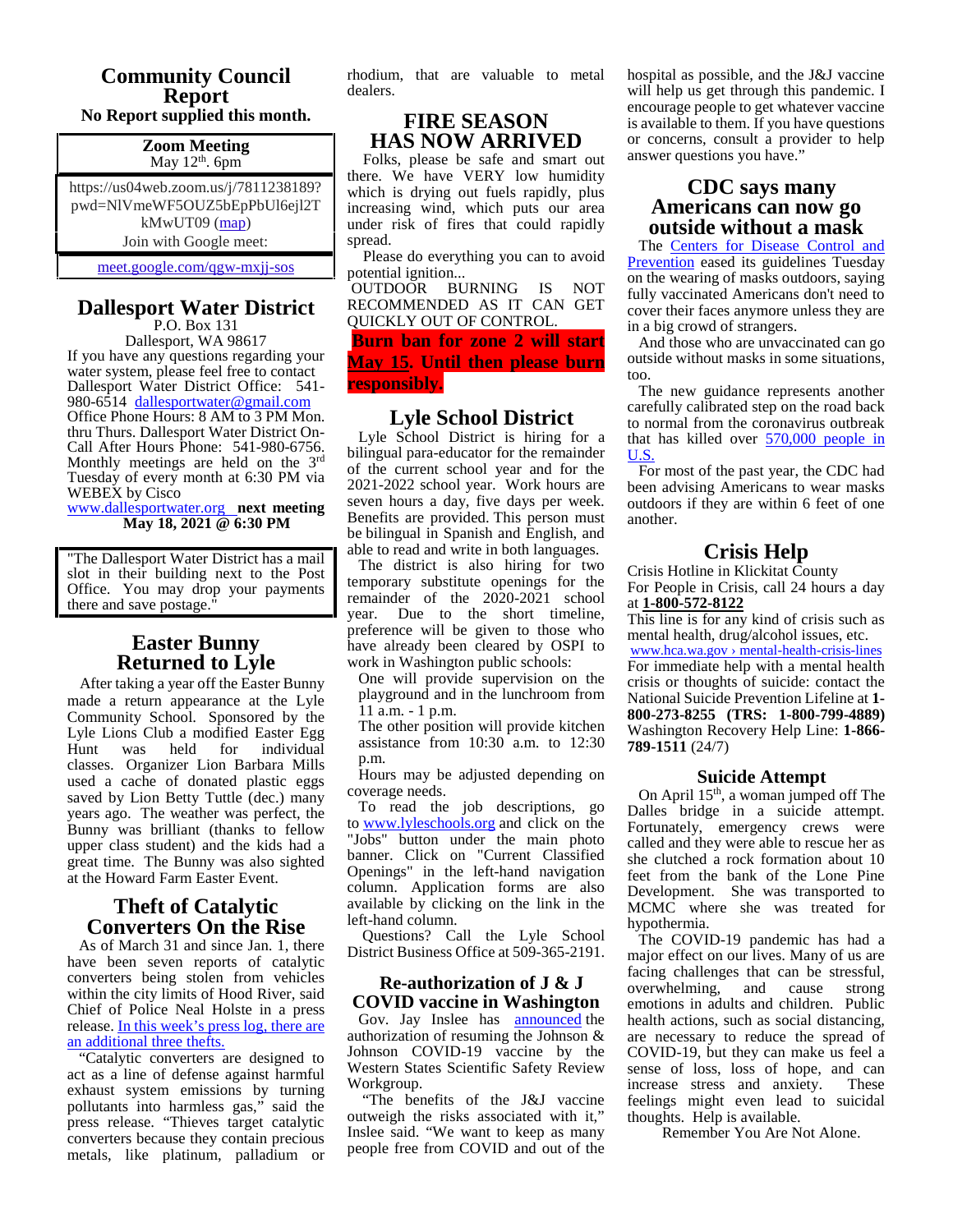## Community Council Report

**No Report supplied this month.**

**Zoom Meeting**
May 12th. 6pm

https://us04web.zoom.us/j/7811238189?pwd=NlVmeWF5OUZ5bEpPbUl6ejl2TkMwUT09 (map)

Join with Google meet:

meet.google.com/qgw-mxjj-sos

## Dallesport Water District

P.O. Box 131
Dallesport, WA 98617

If you have any questions regarding your water system, please feel free to contact Dallesport Water District Office: 541-980-6514 dallesportwater@gmail.com Office Phone Hours: 8 AM to 3 PM Mon. thru Thurs. Dallesport Water District On-Call After Hours Phone: 541-980-6756. Monthly meetings are held on the 3rd Tuesday of every month at 6:30 PM via WEBEX by Cisco www.dallesportwater.org **next meeting May 18, 2021 @ 6:30 PM**

"The Dallesport Water District has a mail slot in their building next to the Post Office. You may drop your payments there and save postage."

## Easter Bunny Returned to Lyle

After taking a year off the Easter Bunny made a return appearance at the Lyle Community School. Sponsored by the Lyle Lions Club a modified Easter Egg Hunt was held for individual classes. Organizer Lion Barbara Mills used a cache of donated plastic eggs saved by Lion Betty Tuttle (dec.) many years ago. The weather was perfect, the Bunny was brilliant (thanks to fellow upper class student) and the kids had a great time. The Bunny was also sighted at the Howard Farm Easter Event.

## Theft of Catalytic Converters On the Rise

As of March 31 and since Jan. 1, there have been seven reports of catalytic converters being stolen from vehicles within the city limits of Hood River, said Chief of Police Neal Holste in a press release. In this week's press log, there are an additional three thefts.

"Catalytic converters are designed to act as a line of defense against harmful exhaust system emissions by turning pollutants into harmless gas," said the press release. "Thieves target catalytic converters because they contain precious metals, like platinum, palladium or rhodium, that are valuable to metal dealers.

## FIRE SEASON HAS NOW ARRIVED

Folks, please be safe and smart out there. We have VERY low humidity which is drying out fuels rapidly, plus increasing wind, which puts our area under risk of fires that could rapidly spread.

Please do everything you can to avoid potential ignition...

OUTDOOR BURNING IS NOT RECOMMENDED AS IT CAN GET QUICKLY OUT OF CONTROL.

**Burn ban for zone 2 will start May 15. Until then please burn responsibly.**

## Lyle School District

Lyle School District is hiring for a bilingual para-educator for the remainder of the current school year and for the 2021-2022 school year. Work hours are seven hours a day, five days per week. Benefits are provided. This person must be bilingual in Spanish and English, and able to read and write in both languages.

The district is also hiring for two temporary substitute openings for the remainder of the 2020-2021 school year. Due to the short timeline, preference will be given to those who have already been cleared by OSPI to work in Washington public schools:

One will provide supervision on the playground and in the lunchroom from 11 a.m. - 1 p.m.

The other position will provide kitchen assistance from 10:30 a.m. to 12:30 p.m.

Hours may be adjusted depending on coverage needs.

To read the job descriptions, go to www.lyleschools.org and click on the "Jobs" button under the main photo banner. Click on "Current Classified Openings" in the left-hand navigation column. Application forms are also available by clicking on the link in the left-hand column.

Questions? Call the Lyle School District Business Office at 509-365-2191.

## Re-authorization of J & J COVID vaccine in Washington

Gov. Jay Inslee has announced the authorization of resuming the Johnson & Johnson COVID-19 vaccine by the Western States Scientific Safety Review Workgroup.

"The benefits of the J&J vaccine outweigh the risks associated with it," Inslee said. "We want to keep as many people free from COVID and out of the hospital as possible, and the J&J vaccine will help us get through this pandemic. I encourage people to get whatever vaccine is available to them. If you have questions or concerns, consult a provider to help answer questions you have."

## CDC says many Americans can now go outside without a mask

The Centers for Disease Control and Prevention eased its guidelines Tuesday on the wearing of masks outdoors, saying fully vaccinated Americans don't need to cover their faces anymore unless they are in a big crowd of strangers.

And those who are unvaccinated can go outside without masks in some situations, too.

The new guidance represents another carefully calibrated step on the road back to normal from the coronavirus outbreak that has killed over 570,000 people in U.S.

For most of the past year, the CDC had been advising Americans to wear masks outdoors if they are within 6 feet of one another.

## Crisis Help

Crisis Hotline in Klickitat County
For People in Crisis, call 24 hours a day at **1-800-572-8122**

This line is for any kind of crisis such as mental health, drug/alcohol issues, etc.
www.hca.wa.gov › mental-health-crisis-lines

For immediate help with a mental health crisis or thoughts of suicide: contact the National Suicide Prevention Lifeline at **1-800-273-8255 (TRS: 1-800-799-4889)** Washington Recovery Help Line: **1-866-789-1511** (24/7)

### Suicide Attempt

On April 15th, a woman jumped off The Dalles bridge in a suicide attempt. Fortunately, emergency crews were called and they were able to rescue her as she clutched a rock formation about 10 feet from the bank of the Lone Pine Development. She was transported to MCMC where she was treated for hypothermia.

The COVID-19 pandemic has had a major effect on our lives. Many of us are facing challenges that can be stressful, overwhelming, and cause strong emotions in adults and children. Public health actions, such as social distancing, are necessary to reduce the spread of COVID-19, but they can make us feel a sense of loss, loss of hope, and can increase stress and anxiety. These feelings might even lead to suicidal thoughts. Help is available.

Remember You Are Not Alone.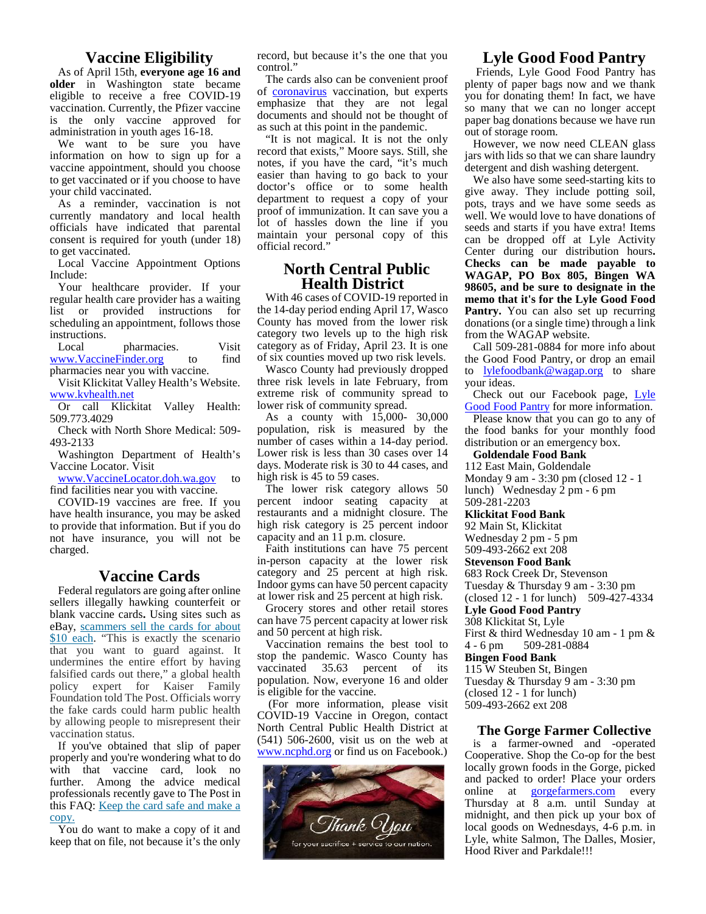## Vaccine Eligibility

As of April 15th, **everyone age 16 and older** in Washington state became eligible to receive a free COVID-19 vaccination. Currently, the Pfizer vaccine is the only vaccine approved for administration in youth ages 16-18.

We want to be sure you have information on how to sign up for a vaccine appointment, should you choose to get vaccinated or if you choose to have your child vaccinated.

As a reminder, vaccination is not currently mandatory and local health officials have indicated that parental consent is required for youth (under 18) to get vaccinated.

Local Vaccine Appointment Options Include:

Your healthcare provider. If your regular health care provider has a waiting list or provided instructions for scheduling an appointment, follows those instructions.

Local pharmacies. Visit www.VaccineFinder.org to find pharmacies near you with vaccine.

Visit Klickitat Valley Health's Website. www.kvhealth.net

Or call Klickitat Valley Health: 509.773.4029

Check with North Shore Medical: 509-493-2133

Washington Department of Health's Vaccine Locator. Visit www.VaccineLocator.doh.wa.gov to find facilities near you with vaccine.

COVID-19 vaccines are free. If you have health insurance, you may be asked to provide that information. But if you do not have insurance, you will not be charged.

## Vaccine Cards

Federal regulators are going after online sellers illegally hawking counterfeit or blank vaccine cards**.** Using sites such as eBay, scammers sell the cards for about $10 each. "This is exactly the scenario that you want to guard against. It undermines the entire effort by having falsified cards out there," a global health policy expert for Kaiser Family Foundation told The Post. Officials worry the fake cards could harm public health by allowing people to misrepresent their vaccination status.

If you've obtained that slip of paper properly and you're wondering what to do with that vaccine card, look no further. Among the advice medical professionals recently gave to The Post in this FAQ: Keep the card safe and make a copy.

You do want to make a copy of it and keep that on file, not because it's the only record, but because it's the one that you control."

The cards also can be convenient proof of coronavirus vaccination, but experts emphasize that they are not legal documents and should not be thought of as such at this point in the pandemic.

"It is not magical. It is not the only record that exists," Moore says. Still, she notes, if you have the card, "it's much easier than having to go back to your doctor's office or to some health department to request a copy of your proof of immunization. It can save you a lot of hassles down the line if you maintain your personal copy of this official record."

## North Central Public Health District

With 46 cases of COVID-19 reported in the 14-day period ending April 17, Wasco County has moved from the lower risk category two levels up to the high risk category as of Friday, April 23. It is one of six counties moved up two risk levels.

Wasco County had previously dropped three risk levels in late February, from extreme risk of community spread to lower risk of community spread.

As a county with 15,000- 30,000 population, risk is measured by the number of cases within a 14-day period. Lower risk is less than 30 cases over 14 days. Moderate risk is 30 to 44 cases, and high risk is 45 to 59 cases.

The lower risk category allows 50 percent indoor seating capacity at restaurants and a midnight closure. The high risk category is 25 percent indoor capacity and an 11 p.m. closure.

Faith institutions can have 75 percent in-person capacity at the lower risk category and 25 percent at high risk. Indoor gyms can have 50 percent capacity at lower risk and 25 percent at high risk.

Grocery stores and other retail stores can have 75 percent capacity at lower risk and 50 percent at high risk.

Vaccination remains the best tool to stop the pandemic. Wasco County has vaccinated 35.63 percent of its population. Now, everyone 16 and older is eligible for the vaccine.

(For more information, please visit COVID-19 Vaccine in Oregon, contact North Central Public Health District at (541) 506-2600, visit us on the web at www.ncphd.org or find us on Facebook.)

Thank You
for your sacrifice + service to our nation.

## Lyle Good Food Pantry

Friends, Lyle Good Food Pantry has plenty of paper bags now and we thank you for donating them! In fact, we have so many that we can no longer accept paper bag donations because we have run out of storage room.

However, we now need CLEAN glass jars with lids so that we can share laundry detergent and dish washing detergent.

We also have some seed-starting kits to give away. They include potting soil, pots, trays and we have some seeds as well. We would love to have donations of seeds and starts if you have extra! Items can be dropped off at Lyle Activity Center during our distribution hours**. Checks can be made payable to WAGAP, PO Box 805, Bingen WA 98605, and be sure to designate in the memo that it's for the Lyle Good Food Pantry.** You can also set up recurring donations (or a single time) through a link from the WAGAP website.

Call 509-281-0884 for more info about the Good Food Pantry, or drop an email to lylefoodbank@wagap.org to share your ideas.

Check out our Facebook page, Lyle Good Food Pantry for more information.

Please know that you can go to any of the food banks for your monthly food distribution or an emergency box.

**Goldendale Food Bank**
112 East Main, Goldendale
Monday 9 am - 3:30 pm (closed 12 - 1 lunch) Wednesday 2 pm - 6 pm
509-281-2203

**Klickitat Food Bank**
92 Main St, Klickitat
Wednesday 2 pm - 5 pm
509-493-2662 ext 208

**Stevenson Food Bank**
683 Rock Creek Dr, Stevenson
Tuesday & Thursday 9 am - 3:30 pm (closed 12 - 1 for lunch) 509-427-4334

**Lyle Good Food Pantry**
308 Klickitat St, Lyle
First & third Wednesday 10 am - 1 pm & 4 - 6 pm 509-281-0884

**Bingen Food Bank**
115 W Steuben St, Bingen
Tuesday & Thursday 9 am - 3:30 pm (closed 12 - 1 for lunch)
509-493-2662 ext 208

## The Gorge Farmer Collective

is a farmer-owned and -operated Cooperative. Shop the Co-op for the best locally grown foods in the Gorge, picked and packed to order! Place your orders online at gorgefarmers.com every Thursday at 8 a.m. until Sunday at midnight, and then pick up your box of local goods on Wednesdays, 4-6 p.m. in Lyle, white Salmon, The Dalles, Mosier, Hood River and Parkdale!!!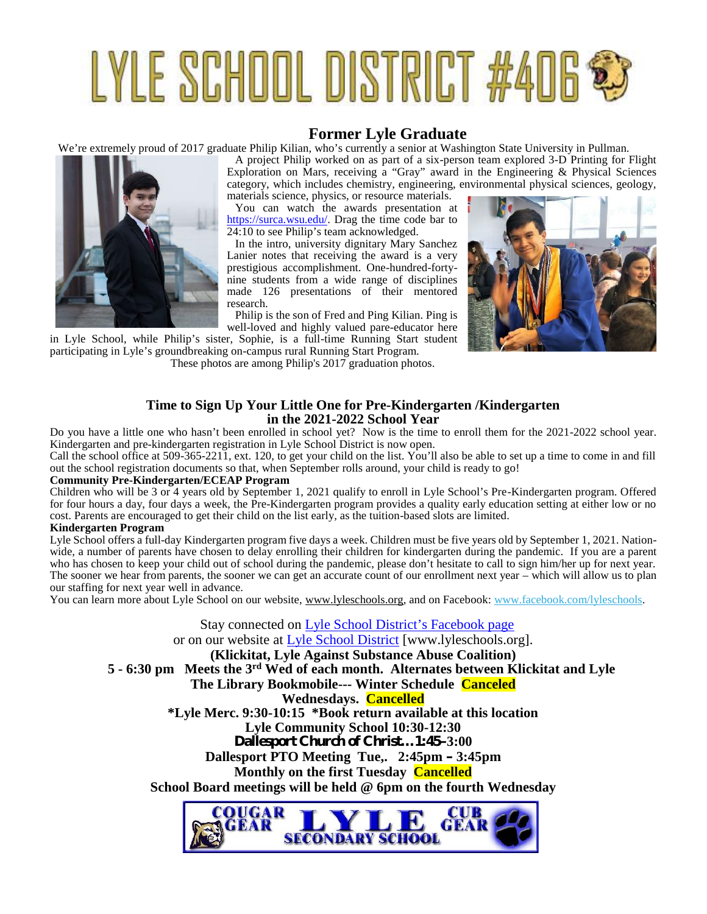# LYLE SCHOOL DISTRICT #406

## Former Lyle Graduate

We're extremely proud of 2017 graduate Philip Kilian, who's currently a senior at Washington State University in Pullman.

A project Philip worked on as part of a six-person team explored 3-D Printing for Flight Exploration on Mars, receiving a "Gray" award in the Engineering & Physical Sciences category, which includes chemistry, engineering, environmental physical sciences, geology, materials science, physics, or resource materials.

You can watch the awards presentation at https://surca.wsu.edu/. Drag the time code bar to 24:10 to see Philip's team acknowledged.

In the intro, university dignitary Mary Sanchez Lanier notes that receiving the award is a very prestigious accomplishment. One-hundred-forty-nine students from a wide range of disciplines made 126 presentations of their mentored research.

Philip is the son of Fred and Ping Kilian. Ping is well-loved and highly valued pare-educator here in Lyle School, while Philip's sister, Sophie, is a full-time Running Start student participating in Lyle's groundbreaking on-campus rural Running Start Program.

These photos are among Philip's 2017 graduation photos.

## Time to Sign Up Your Little One for Pre-Kindergarten /Kindergarten in the 2021-2022 School Year

Do you have a little one who hasn't been enrolled in school yet? Now is the time to enroll them for the 2021-2022 school year. Kindergarten and pre-kindergarten registration in Lyle School District is now open.

Call the school office at 509-365-2211, ext. 120, to get your child on the list. You'll also be able to set up a time to come in and fill out the school registration documents so that, when September rolls around, your child is ready to go!

**Community Pre-Kindergarten/ECEAP Program**

Children who will be 3 or 4 years old by September 1, 2021 qualify to enroll in Lyle School's Pre-Kindergarten program. Offered for four hours a day, four days a week, the Pre-Kindergarten program provides a quality early education setting at either low or no cost. Parents are encouraged to get their child on the list early, as the tuition-based slots are limited.

**Kindergarten Program**

Lyle School offers a full-day Kindergarten program five days a week. Children must be five years old by September 1, 2021. Nation-wide, a number of parents have chosen to delay enrolling their children for kindergarten during the pandemic. If you are a parent who has chosen to keep your child out of school during the pandemic, please don't hesitate to call to sign him/her up for next year. The sooner we hear from parents, the sooner we can get an accurate count of our enrollment next year – which will allow us to plan our staffing for next year well in advance.

You can learn more about Lyle School on our website, www.lyleschools.org, and on Facebook: www.facebook.com/lyleschools.

Stay connected on Lyle School District's Facebook page

or on our website at Lyle School District [www.lyleschools.org].

**(Klickitat, Lyle Against Substance Abuse Coalition)**

**5 - 6:30 pm Meets the 3rd Wed of each month. Alternates between Klickitat and Lyle**

**The Library Bookmobile--- Winter Schedule Canceled**

**Wednesdays. Cancelled**

**\*Lyle Merc. 9:30-10:15 \*Book return available at this location**

**Lyle Community School 10:30-12:30**

**Dallesport Church of Christ…1:45–3:00**

**Dallesport PTO Meeting Tue,. 2:45pm – 3:45pm**

**Monthly on the first Tuesday Cancelled**

**School Board meetings will be held @ 6pm on the fourth Wednesday**

COUGAR GEAR LYLE SECONDARY SCHOOL CUB GEAR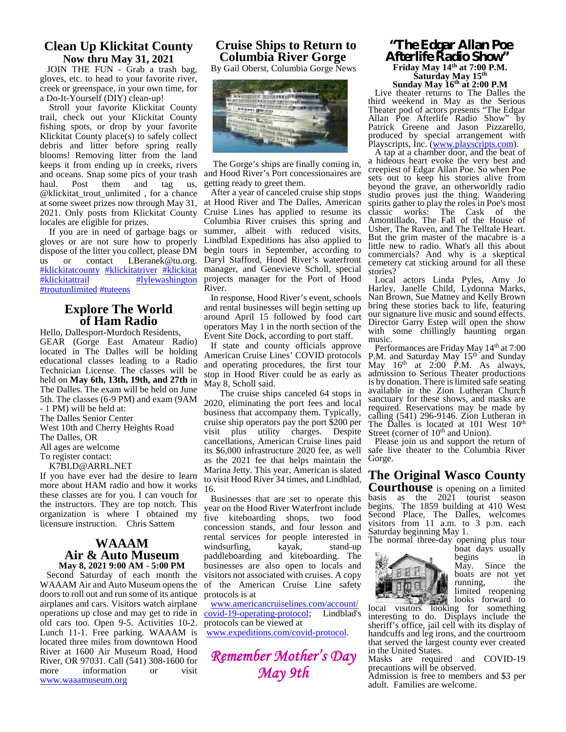## Clean Up Klickitat County

**Now thru May 31, 2021**

JOIN THE FUN - Grab a trash bag, gloves, etc. to head to your favorite river, creek or greenspace, in your own time, for a Do-It-Yourself (DIY) clean-up!

Stroll your favorite Klickitat County trail, check out your Klickitat County fishing spots, or drop by your favorite Klickitat County place(s) to safely collect debris and litter before spring really blooms! Removing litter from the land keeps it from ending up in creeks, rivers and oceans. Snap some pics of your trash haul. Post them and tag us, @klickitat_trout_unlimited , for a chance at some sweet prizes now through May 31, 2021. Only posts from Klickitat County locales are eligible for prizes.

If you are in need of garbage bags or gloves or are not sure how to properly dispose of the litter you collect, please DM us or contact LBeranek@tu.org. #klickitatcounty #klickitatriver #klickitat #klickitattrail #lylewashington #troutunlimited #tuteens

## Explore The World of Ham Radio

Hello, Dallesport-Murdoch Residents,

GEAR (Gorge East Amateur Radio) located in The Dalles will be holding educational classes leading to a Radio Technician License. The classes will be held on **May 6th, 13th, 19th, and 27th** in The Dalles. The exam will be held on June 5th. The classes (6-9 PM) and exam (9AM - 1 PM) will be held at:

The Dalles Senior Center
West 10th and Cherry Heights Road
The Dalles, OR
All ages are welcome
To register contact:
K7BLD@ARRL.NET

If you have ever had the desire to learn more about HAM radio and how it works these classes are for you. I can vouch for the instructors. They are top notch. This organization is where I obtained my licensure instruction. Chris Sattem

## WAAAM Air & Auto Museum

**May 8, 2021 9:00 AM - 5:00 PM**

Second Saturday of each month the WAAAM Air and Auto Museum opens the doors to roll out and run some of its antique airplanes and cars. Visitors watch airplane operations up close and may get to ride in old cars too. Open 9-5. Activities 10-2. Lunch 11-1. Free parking. WAAAM is located three miles from downtown Hood River at 1600 Air Museum Road, Hood River, OR 97031. Call (541) 308-1600 for more information or visit www.waaamuseum.org

## Cruise Ships to Return to Columbia River Gorge

By Gail Oberst, Columbia Gorge News

The Gorge's ships are finally coming in, and Hood River's Port concessionaires are getting ready to greet them.

After a year of canceled cruise ship stops at Hood River and The Dalles, American Cruise Lines has applied to resume its Columbia River cruises this spring and summer, albeit with reduced visits. Lindblad Expeditions has also applied to begin tours in September, according to Daryl Stafford, Hood River's waterfront manager, and Genevieve Scholl, special projects manager for the Port of Hood River.

In response, Hood River's event, schools and rental businesses will begin setting up around April 15 followed by food cart operators May 1 in the north section of the Event Site Dock, according to port staff.

If state and county officials approve American Cruise Lines' COVID protocols and operating procedures, the first tour stop in Hood River could be as early as May 8, Scholl said.

The cruise ships canceled 64 stops in 2020, eliminating the port fees and local business that accompany them. Typically, cruise ship operators pay the port $200 per visit plus utility charges. Despite cancellations, American Cruise lines paid its $6,000 infrastructure 2020 fee, as well as the 2021 fee that helps maintain the Marina Jetty. This year, American is slated to visit Hood River 34 times, and Lindblad, 16.

Businesses that are set to operate this year on the Hood River Waterfront include five kiteboarding shops, two food concession stands, and four lesson and rental services for people interested in windsurfing, kayak, stand-up paddleboarding and kiteboarding. The businesses are also open to locals and visitors not associated with cruises. A copy of the American Cruise Line safety protocols is at www.americancruiselines.com/account/covid-19-operating-protocol; Lindblad's protocols can be viewed at www.expeditions.com/covid-protocol.

*Remember Mother's Day May 9th*

## "The Edgar Allan Poe Afterlife Radio Show"

**Friday May 14th at 7:00 P.M.**
**Saturday May 15th**
**Sunday May 16th at 2:00 P.M**

Live theater returns to The Dalles the third weekend in May as the Serious Theater pod of actors presents "The Edgar Allan Poe Afterlife Radio Show" by Patrick Greene and Jason Pizzarello, produced by special arrangement with Playscripts, Inc. (www.playscripts.com).

A tap at a chamber door, and the beat of a hideous heart evoke the very best and creepiest of Edgar Allan Poe. So when Poe sets out to keep his stories alive from beyond the grave, an otherworldly radio studio proves just the thing. Wandering spirits gather to play the roles in Poe's most classic works: The Cask of the Amontillado, The Fall of the House of Usher, The Raven, and The Telltale Heart. But the grim master of the macabre is a little new to radio. What's all this about commercials? And why is a skeptical cemetery cat sticking around for all these stories?

Local actors Linda Pyles, Amy Jo Harley, Janelle Child, Lydonna Marks, Nan Brown, Sue Matney and Kelly Brown bring these stories back to life, featuring our signature live music and sound effects. Director Garry Estep will open the show with some chillingly haunting organ music.

Performances are Friday May 14th at 7:00 P.M. and Saturday May 15th and Sunday May 16th at 2:00 P.M. As always, admission to Serious Theater productions is by donation. There is limited safe seating available in the Zion Lutheran Church sanctuary for these shows, and masks are required. Reservations may be made by calling (541) 296-9146. Zion Lutheran in The Dalles is located at 101 West 10th Street (corner of 10th and Union).

Please join us and support the return of safe live theater to the Columbia River Gorge.

## The Original Wasco County Courthouse

**The Original Wasco County Courthouse** is opening on a limited basis as the 2021 tourist season begins. The 1859 building at 410 West Second Place, The Dalles, welcomes visitors from 11 a.m. to 3 p.m. each Saturday beginning May 1.

The normal three-day opening plus tour boat days usually begins in May. Since the boats are not yet running, the limited reopening looks forward to local visitors looking for something interesting to do. Displays include the sheriff's office, jail cell with its display of handcuffs and leg irons, and the courtroom that served the largest county ever created in the United States.

Masks are required and COVID-19 precautions will be observed.

Admission is free to members and $3 per adult. Families are welcome.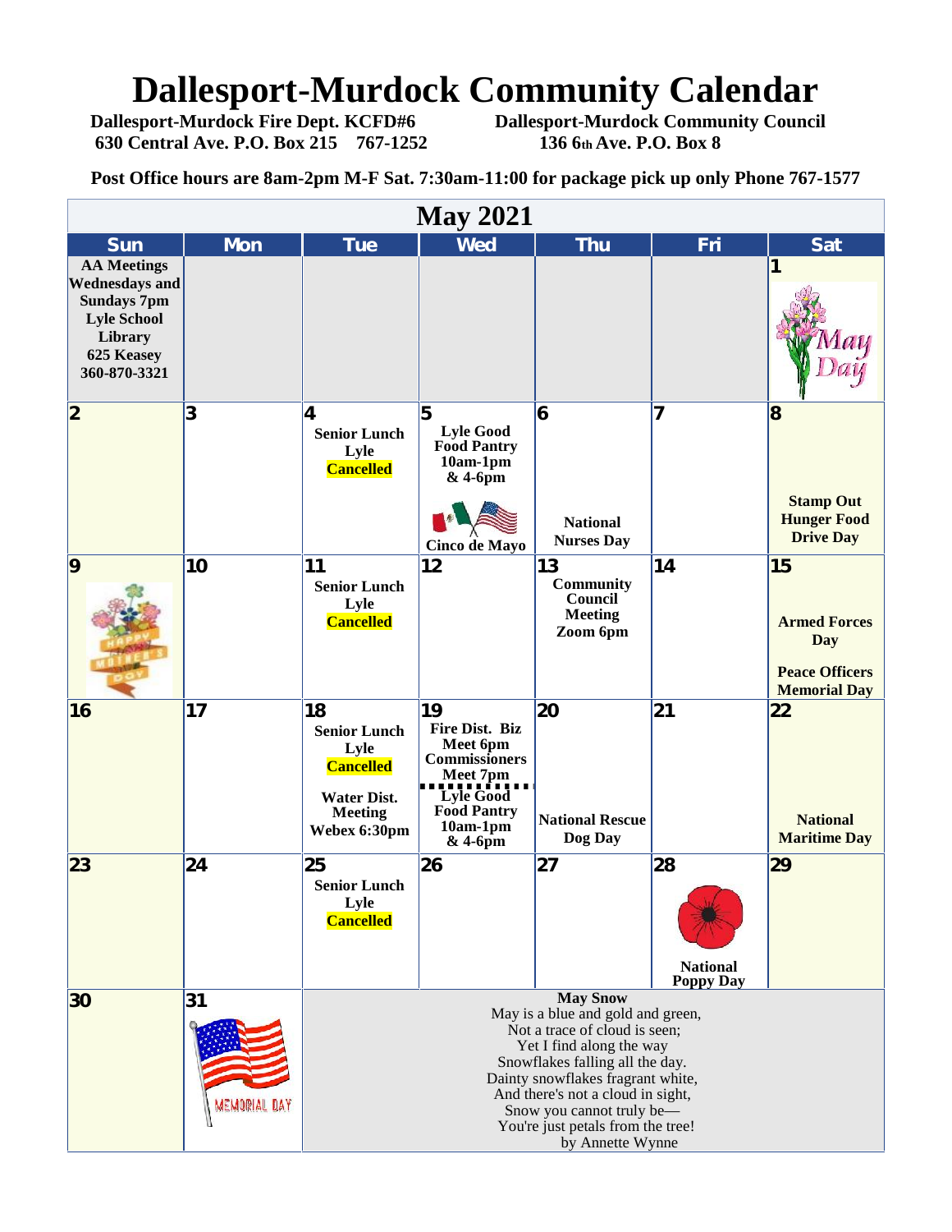# Dallesport-Murdock Community Calendar

**Dallesport-Murdock Fire Dept. KCFD#6**
**630 Central Ave. P.O. Box 215 767-1252**

**Dallesport-Murdock Community Council**
**136 6th Ave. P.O. Box 8**

**Post Office hours are 8am-2pm M-F Sat. 7:30am-11:00 for package pick up only Phone 767-1577**

## May 2021

| Sun | Mon | Tue | Wed | Thu | Fri | Sat |
|---|---|---|---|---|---|---|
| **AA Meetings Wednesdays and Sundays 7pm Lyle School Library 625 Keasey 360-870-3321** | | | | | | **1** May Day |
| **2** | **3** | **4** Senior Lunch Lyle Cancelled | **5** Lyle Good Food Pantry 10am-1pm & 4-6pm Cinco de Mayo | **6** National Nurses Day | **7** | **8** Stamp Out Hunger Food Drive Day |
| **9** Happy Mother's Day | **10** | **11** Senior Lunch Lyle Cancelled | **12** | **13** Community Council Meeting Zoom 6pm | **14** | **15** Armed Forces Day; Peace Officers Memorial Day |
| **16** | **17** | **18** Senior Lunch Lyle Cancelled; Water Dist. Meeting Webex 6:30pm | **19** Fire Dist. Biz Meet 6pm Commissioners Meet 7pm; Lyle Good Food Pantry 10am-1pm & 4-6pm | **20** National Rescue Dog Day | **21** | **22** National Maritime Day |
| **23** | **24** | **25** Senior Lunch Lyle Cancelled | **26** | **27** | **28** National Poppy Day | **29** |
| **30** | **31** Memorial Day | | | | | |

**May Snow**

May is a blue and gold and green,
Not a trace of cloud is seen;
Yet I find along the way
Snowflakes falling all the day.
Dainty snowflakes fragrant white,
And there's not a cloud in sight,
Snow you cannot truly be—
You're just petals from the tree!

by Annette Wynne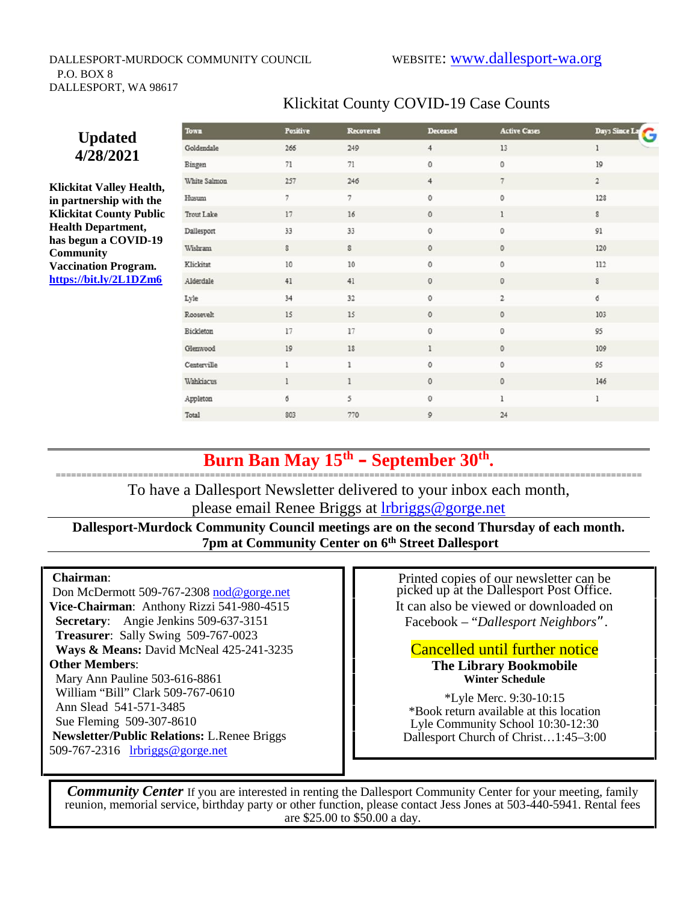DALLESPORT-MURDOCK COMMUNITY COUNCIL
P.O. BOX 8
DALLESPORT, WA 98617

WEBSITE: www.dallesport-wa.org

## Klickitat County COVID-19 Case Counts

**Updated 4/28/2021**

**Klickitat Valley Health, in partnership with the Klickitat County Public Health Department, has begun a COVID-19 Community Vaccination Program.** https://bit.ly/2L1DZm6

| Town | Positive | Recovered | Deceased | Active Cases | Days Since La |
|---|---|---|---|---|---|
| Goldendale | 266 | 249 | 4 | 13 | 1 |
| Bingen | 71 | 71 | 0 | 0 | 19 |
| White Salmon | 257 | 246 | 4 | 7 | 2 |
| Husum | 7 | 7 | 0 | 0 | 128 |
| Trout Lake | 17 | 16 | 0 | 1 | 8 |
| Dallesport | 33 | 33 | 0 | 0 | 91 |
| Wishram | 8 | 8 | 0 | 0 | 120 |
| Klickitat | 10 | 10 | 0 | 0 | 112 |
| Alderdale | 41 | 41 | 0 | 0 | 8 |
| Lyle | 34 | 32 | 0 | 2 | 6 |
| Roosevelt | 15 | 15 | 0 | 0 | 103 |
| Bickleton | 17 | 17 | 0 | 0 | 95 |
| Glenwood | 19 | 18 | 1 | 0 | 109 |
| Centerville | 1 | 1 | 0 | 0 | 95 |
| Wahkiacus | 1 | 1 | 0 | 0 | 146 |
| Appleton | 6 | 5 | 0 | 1 | 1 |
| Total | 803 | 770 | 9 | 24 | |

## Burn Ban May 15th – September 30th.

To have a Dallesport Newsletter delivered to your inbox each month, please email Renee Briggs at lrbriggs@gorge.net

**Dallesport-Murdock Community Council meetings are on the second Thursday of each month. 7pm at Community Center on 6th Street Dallesport**

**Chairman**: Don McDermott 509-767-2308 nod@gorge.net
**Vice-Chairman**: Anthony Rizzi 541-980-4515
**Secretary**: Angie Jenkins 509-637-3151
**Treasurer**: Sally Swing 509-767-0023
**Ways & Means:** David McNeal 425-241-3235
**Other Members**:
Mary Ann Pauline 503-616-8861
William "Bill" Clark 509-767-0610
Ann Slead 541-571-3485
Sue Fleming 509-307-8610
**Newsletter/Public Relations:** L.Renee Briggs 509-767-2316 lrbriggs@gorge.net

Printed copies of our newsletter can be picked up at the Dallesport Post Office. It can also be viewed or downloaded on Facebook – *"Dallesport Neighbors"*.

Cancelled until further notice
**The Library Bookmobile**
**Winter Schedule**

*Lyle Merc. 9:30-10:15
*Book return available at this location
Lyle Community School 10:30-12:30
Dallesport Church of Christ…1:45–3:00

***Community Center*** If you are interested in renting the Dallesport Community Center for your meeting, family reunion, memorial service, birthday party or other function, please contact Jess Jones at 503-440-5941. Rental fees are $25.00 to $50.00 a day.